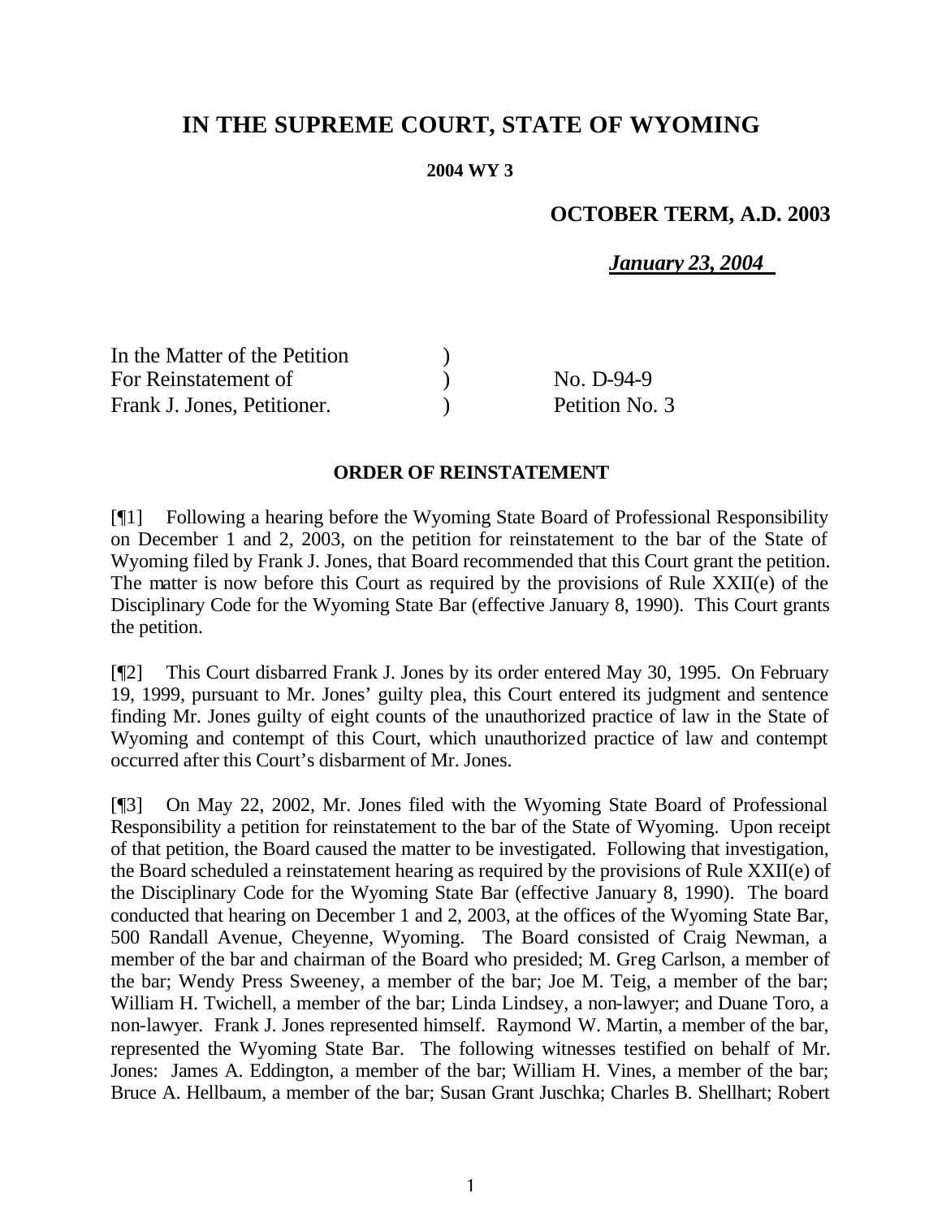# IN THE SUPREME COURT, STATE OF WYOMING

**2004 WY 3**

**OCTOBER TERM, A.D. 2003**

***January 23, 2004***

| | | |
|---|---|---|
| In the Matter of the Petition | ) | |
| For Reinstatement of | ) | No. D-94-9 |
| Frank J. Jones, Petitioner. | ) | Petition No. 3 |

**ORDER OF REINSTATEMENT**

[¶1] Following a hearing before the Wyoming State Board of Professional Responsibility on December 1 and 2, 2003, on the petition for reinstatement to the bar of the State of Wyoming filed by Frank J. Jones, that Board recommended that this Court grant the petition. The matter is now before this Court as required by the provisions of Rule XXII(e) of the Disciplinary Code for the Wyoming State Bar (effective January 8, 1990). This Court grants the petition.

[¶2] This Court disbarred Frank J. Jones by its order entered May 30, 1995. On February 19, 1999, pursuant to Mr. Jones' guilty plea, this Court entered its judgment and sentence finding Mr. Jones guilty of eight counts of the unauthorized practice of law in the State of Wyoming and contempt of this Court, which unauthorized practice of law and contempt occurred after this Court's disbarment of Mr. Jones.

[¶3] On May 22, 2002, Mr. Jones filed with the Wyoming State Board of Professional Responsibility a petition for reinstatement to the bar of the State of Wyoming. Upon receipt of that petition, the Board caused the matter to be investigated. Following that investigation, the Board scheduled a reinstatement hearing as required by the provisions of Rule XXII(e) of the Disciplinary Code for the Wyoming State Bar (effective January 8, 1990). The board conducted that hearing on December 1 and 2, 2003, at the offices of the Wyoming State Bar, 500 Randall Avenue, Cheyenne, Wyoming. The Board consisted of Craig Newman, a member of the bar and chairman of the Board who presided; M. Greg Carlson, a member of the bar; Wendy Press Sweeney, a member of the bar; Joe M. Teig, a member of the bar; William H. Twichell, a member of the bar; Linda Lindsey, a non-lawyer; and Duane Toro, a non-lawyer. Frank J. Jones represented himself. Raymond W. Martin, a member of the bar, represented the Wyoming State Bar. The following witnesses testified on behalf of Mr. Jones: James A. Eddington, a member of the bar; William H. Vines, a member of the bar; Bruce A. Hellbaum, a member of the bar; Susan Grant Juschka; Charles B. Shellhart; Robert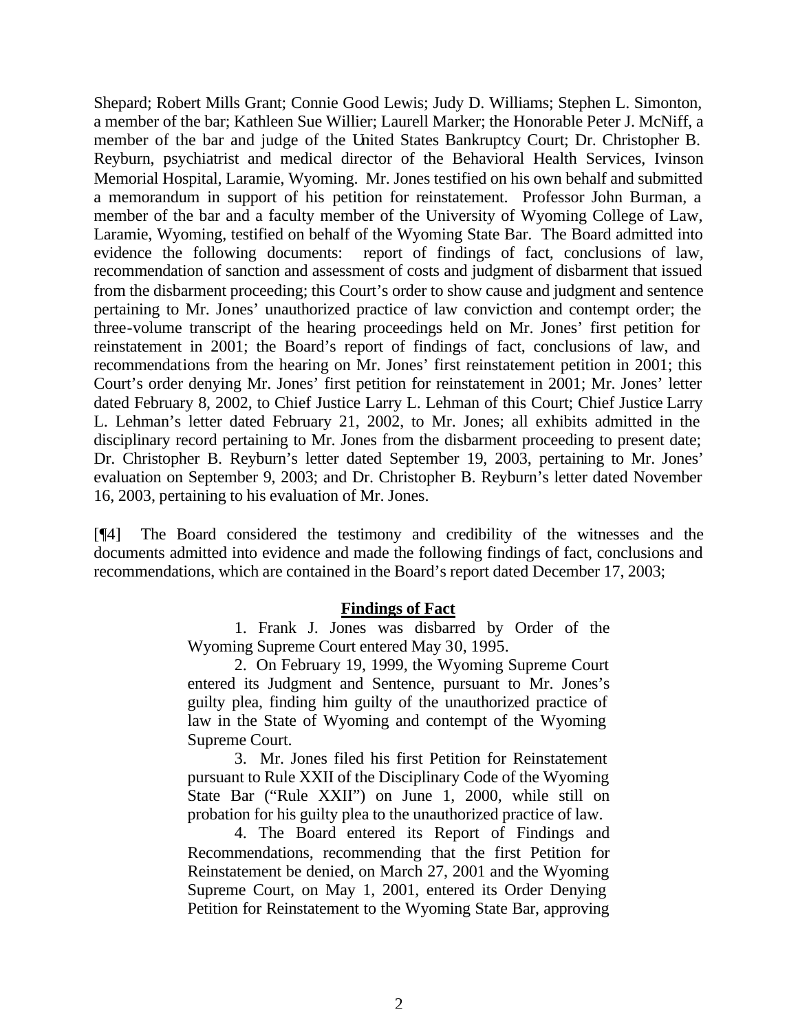Shepard; Robert Mills Grant; Connie Good Lewis; Judy D. Williams; Stephen L. Simonton, a member of the bar; Kathleen Sue Willier; Laurell Marker; the Honorable Peter J. McNiff, a member of the bar and judge of the United States Bankruptcy Court; Dr. Christopher B. Reyburn, psychiatrist and medical director of the Behavioral Health Services, Ivinson Memorial Hospital, Laramie, Wyoming. Mr. Jones testified on his own behalf and submitted a memorandum in support of his petition for reinstatement. Professor John Burman, a member of the bar and a faculty member of the University of Wyoming College of Law, Laramie, Wyoming, testified on behalf of the Wyoming State Bar. The Board admitted into evidence the following documents: report of findings of fact, conclusions of law, recommendation of sanction and assessment of costs and judgment of disbarment that issued from the disbarment proceeding; this Court's order to show cause and judgment and sentence pertaining to Mr. Jones' unauthorized practice of law conviction and contempt order; the three-volume transcript of the hearing proceedings held on Mr. Jones' first petition for reinstatement in 2001; the Board's report of findings of fact, conclusions of law, and recommendations from the hearing on Mr. Jones' first reinstatement petition in 2001; this Court's order denying Mr. Jones' first petition for reinstatement in 2001; Mr. Jones' letter dated February 8, 2002, to Chief Justice Larry L. Lehman of this Court; Chief Justice Larry L. Lehman's letter dated February 21, 2002, to Mr. Jones; all exhibits admitted in the disciplinary record pertaining to Mr. Jones from the disbarment proceeding to present date; Dr. Christopher B. Reyburn's letter dated September 19, 2003, pertaining to Mr. Jones' evaluation on September 9, 2003; and Dr. Christopher B. Reyburn's letter dated November 16, 2003, pertaining to his evaluation of Mr. Jones.

[¶4] The Board considered the testimony and credibility of the witnesses and the documents admitted into evidence and made the following findings of fact, conclusions and recommendations, which are contained in the Board's report dated December 17, 2003;

> **Findings of Fact**
>
> 1. Frank J. Jones was disbarred by Order of the Wyoming Supreme Court entered May 30, 1995.
>
> 2. On February 19, 1999, the Wyoming Supreme Court entered its Judgment and Sentence, pursuant to Mr. Jones's guilty plea, finding him guilty of the unauthorized practice of law in the State of Wyoming and contempt of the Wyoming Supreme Court.
>
> 3. Mr. Jones filed his first Petition for Reinstatement pursuant to Rule XXII of the Disciplinary Code of the Wyoming State Bar ("Rule XXII") on June 1, 2000, while still on probation for his guilty plea to the unauthorized practice of law.
>
> 4. The Board entered its Report of Findings and Recommendations, recommending that the first Petition for Reinstatement be denied, on March 27, 2001 and the Wyoming Supreme Court, on May 1, 2001, entered its Order Denying Petition for Reinstatement to the Wyoming State Bar, approving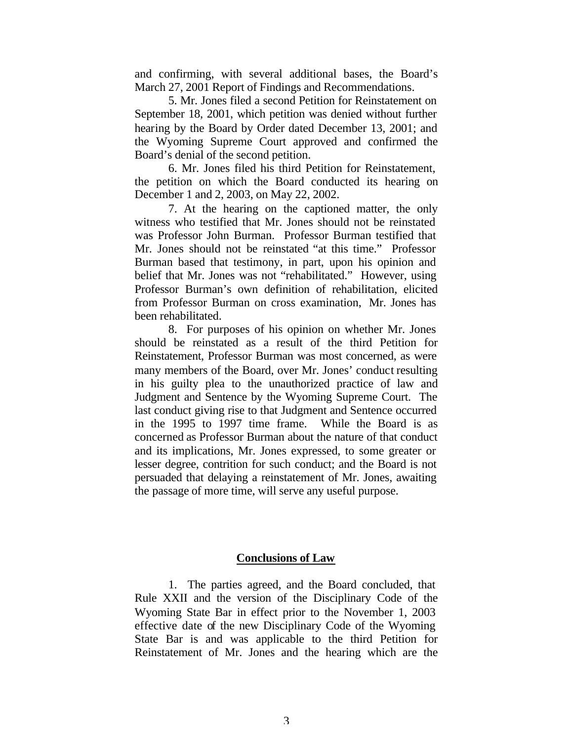and confirming, with several additional bases, the Board's March 27, 2001 Report of Findings and Recommendations.

5. Mr. Jones filed a second Petition for Reinstatement on September 18, 2001, which petition was denied without further hearing by the Board by Order dated December 13, 2001; and the Wyoming Supreme Court approved and confirmed the Board's denial of the second petition.

6. Mr. Jones filed his third Petition for Reinstatement, the petition on which the Board conducted its hearing on December 1 and 2, 2003, on May 22, 2002.

7. At the hearing on the captioned matter, the only witness who testified that Mr. Jones should not be reinstated was Professor John Burman. Professor Burman testified that Mr. Jones should not be reinstated "at this time." Professor Burman based that testimony, in part, upon his opinion and belief that Mr. Jones was not "rehabilitated." However, using Professor Burman's own definition of rehabilitation, elicited from Professor Burman on cross examination, Mr. Jones has been rehabilitated.

8. For purposes of his opinion on whether Mr. Jones should be reinstated as a result of the third Petition for Reinstatement, Professor Burman was most concerned, as were many members of the Board, over Mr. Jones' conduct resulting in his guilty plea to the unauthorized practice of law and Judgment and Sentence by the Wyoming Supreme Court. The last conduct giving rise to that Judgment and Sentence occurred in the 1995 to 1997 time frame. While the Board is as concerned as Professor Burman about the nature of that conduct and its implications, Mr. Jones expressed, to some greater or lesser degree, contrition for such conduct; and the Board is not persuaded that delaying a reinstatement of Mr. Jones, awaiting the passage of more time, will serve any useful purpose.

## Conclusions of Law

1. The parties agreed, and the Board concluded, that Rule XXII and the version of the Disciplinary Code of the Wyoming State Bar in effect prior to the November 1, 2003 effective date of the new Disciplinary Code of the Wyoming State Bar is and was applicable to the third Petition for Reinstatement of Mr. Jones and the hearing which are the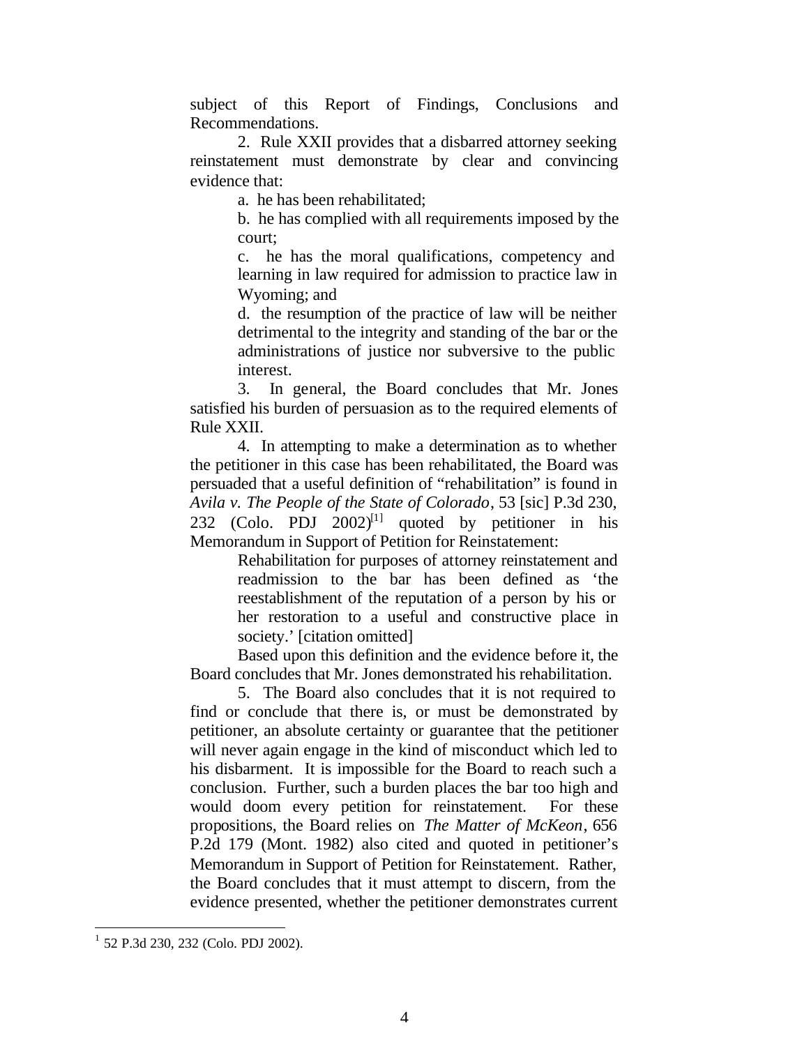subject of this Report of Findings, Conclusions and Recommendations.

2. Rule XXII provides that a disbarred attorney seeking reinstatement must demonstrate by clear and convincing evidence that:

> a. he has been rehabilitated;
>
> b. he has complied with all requirements imposed by the court;
>
> c. he has the moral qualifications, competency and learning in law required for admission to practice law in Wyoming; and
>
> d. the resumption of the practice of law will be neither detrimental to the integrity and standing of the bar or the administrations of justice nor subversive to the public interest.

3. In general, the Board concludes that Mr. Jones satisfied his burden of persuasion as to the required elements of Rule XXII.

4. In attempting to make a determination as to whether the petitioner in this case has been rehabilitated, the Board was persuaded that a useful definition of "rehabilitation" is found in *Avila v. The People of the State of Colorado*, 53 [sic] P.3d 230, 232 (Colo. PDJ 2002)[1] quoted by petitioner in his Memorandum in Support of Petition for Reinstatement:

> Rehabilitation for purposes of attorney reinstatement and readmission to the bar has been defined as 'the reestablishment of the reputation of a person by his or her restoration to a useful and constructive place in society.' [citation omitted]

Based upon this definition and the evidence before it, the Board concludes that Mr. Jones demonstrated his rehabilitation.

5. The Board also concludes that it is not required to find or conclude that there is, or must be demonstrated by petitioner, an absolute certainty or guarantee that the petitioner will never again engage in the kind of misconduct which led to his disbarment. It is impossible for the Board to reach such a conclusion. Further, such a burden places the bar too high and would doom every petition for reinstatement. For these propositions, the Board relies on *The Matter of McKeon*, 656 P.2d 179 (Mont. 1982) also cited and quoted in petitioner's Memorandum in Support of Petition for Reinstatement. Rather, the Board concludes that it must attempt to discern, from the evidence presented, whether the petitioner demonstrates current

[1] 52 P.3d 230, 232 (Colo. PDJ 2002).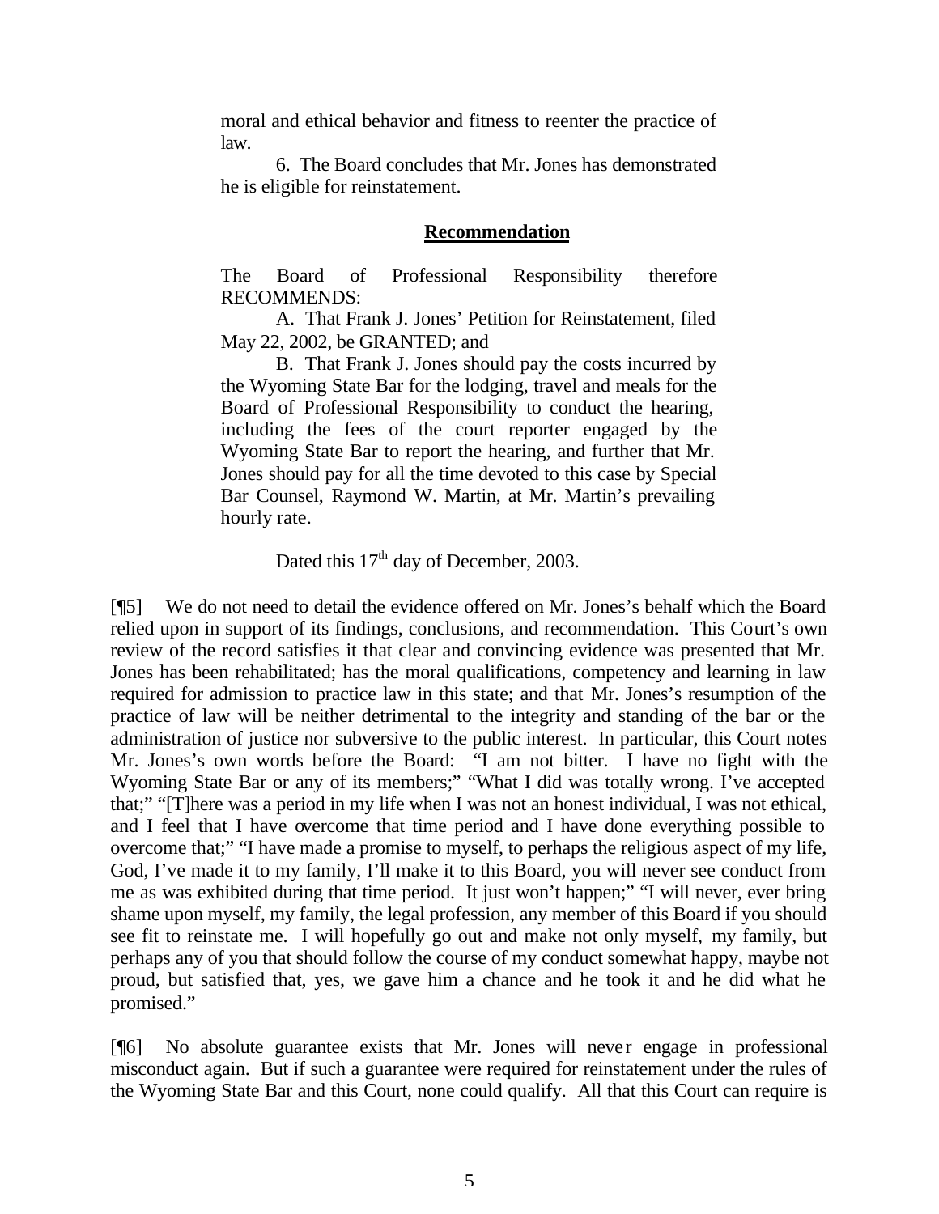moral and ethical behavior and fitness to reenter the practice of law.

6. The Board concludes that Mr. Jones has demonstrated he is eligible for reinstatement.

**Recommendation**

The Board of Professional Responsibility therefore RECOMMENDS:

A. That Frank J. Jones' Petition for Reinstatement, filed May 22, 2002, be GRANTED; and

B. That Frank J. Jones should pay the costs incurred by the Wyoming State Bar for the lodging, travel and meals for the Board of Professional Responsibility to conduct the hearing, including the fees of the court reporter engaged by the Wyoming State Bar to report the hearing, and further that Mr. Jones should pay for all the time devoted to this case by Special Bar Counsel, Raymond W. Martin, at Mr. Martin's prevailing hourly rate.

Dated this 17th day of December, 2003.

[¶5] We do not need to detail the evidence offered on Mr. Jones's behalf which the Board relied upon in support of its findings, conclusions, and recommendation. This Court's own review of the record satisfies it that clear and convincing evidence was presented that Mr. Jones has been rehabilitated; has the moral qualifications, competency and learning in law required for admission to practice law in this state; and that Mr. Jones's resumption of the practice of law will be neither detrimental to the integrity and standing of the bar or the administration of justice nor subversive to the public interest. In particular, this Court notes Mr. Jones's own words before the Board: "I am not bitter. I have no fight with the Wyoming State Bar or any of its members;" "What I did was totally wrong. I've accepted that;" "[T]here was a period in my life when I was not an honest individual, I was not ethical, and I feel that I have overcome that time period and I have done everything possible to overcome that;" "I have made a promise to myself, to perhaps the religious aspect of my life, God, I've made it to my family, I'll make it to this Board, you will never see conduct from me as was exhibited during that time period. It just won't happen;" "I will never, ever bring shame upon myself, my family, the legal profession, any member of this Board if you should see fit to reinstate me. I will hopefully go out and make not only myself, my family, but perhaps any of you that should follow the course of my conduct somewhat happy, maybe not proud, but satisfied that, yes, we gave him a chance and he took it and he did what he promised."

[¶6] No absolute guarantee exists that Mr. Jones will never engage in professional misconduct again. But if such a guarantee were required for reinstatement under the rules of the Wyoming State Bar and this Court, none could qualify. All that this Court can require is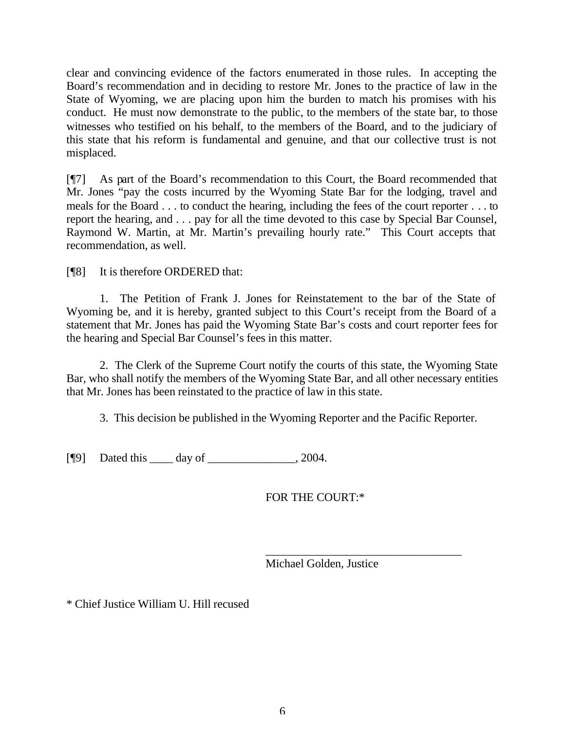clear and convincing evidence of the factors enumerated in those rules. In accepting the Board's recommendation and in deciding to restore Mr. Jones to the practice of law in the State of Wyoming, we are placing upon him the burden to match his promises with his conduct. He must now demonstrate to the public, to the members of the state bar, to those witnesses who testified on his behalf, to the members of the Board, and to the judiciary of this state that his reform is fundamental and genuine, and that our collective trust is not misplaced.

[¶7] As part of the Board's recommendation to this Court, the Board recommended that Mr. Jones "pay the costs incurred by the Wyoming State Bar for the lodging, travel and meals for the Board . . . to conduct the hearing, including the fees of the court reporter . . . to report the hearing, and . . . pay for all the time devoted to this case by Special Bar Counsel, Raymond W. Martin, at Mr. Martin's prevailing hourly rate." This Court accepts that recommendation, as well.

[¶8] It is therefore ORDERED that:

1. The Petition of Frank J. Jones for Reinstatement to the bar of the State of Wyoming be, and it is hereby, granted subject to this Court's receipt from the Board of a statement that Mr. Jones has paid the Wyoming State Bar's costs and court reporter fees for the hearing and Special Bar Counsel's fees in this matter.

2. The Clerk of the Supreme Court notify the courts of this state, the Wyoming State Bar, who shall notify the members of the Wyoming State Bar, and all other necessary entities that Mr. Jones has been reinstated to the practice of law in this state.

3. This decision be published in the Wyoming Reporter and the Pacific Reporter.

[¶9] Dated this ____ day of _______________, 2004.

FOR THE COURT:*

___________________________________
Michael Golden, Justice

\* Chief Justice William U. Hill recused